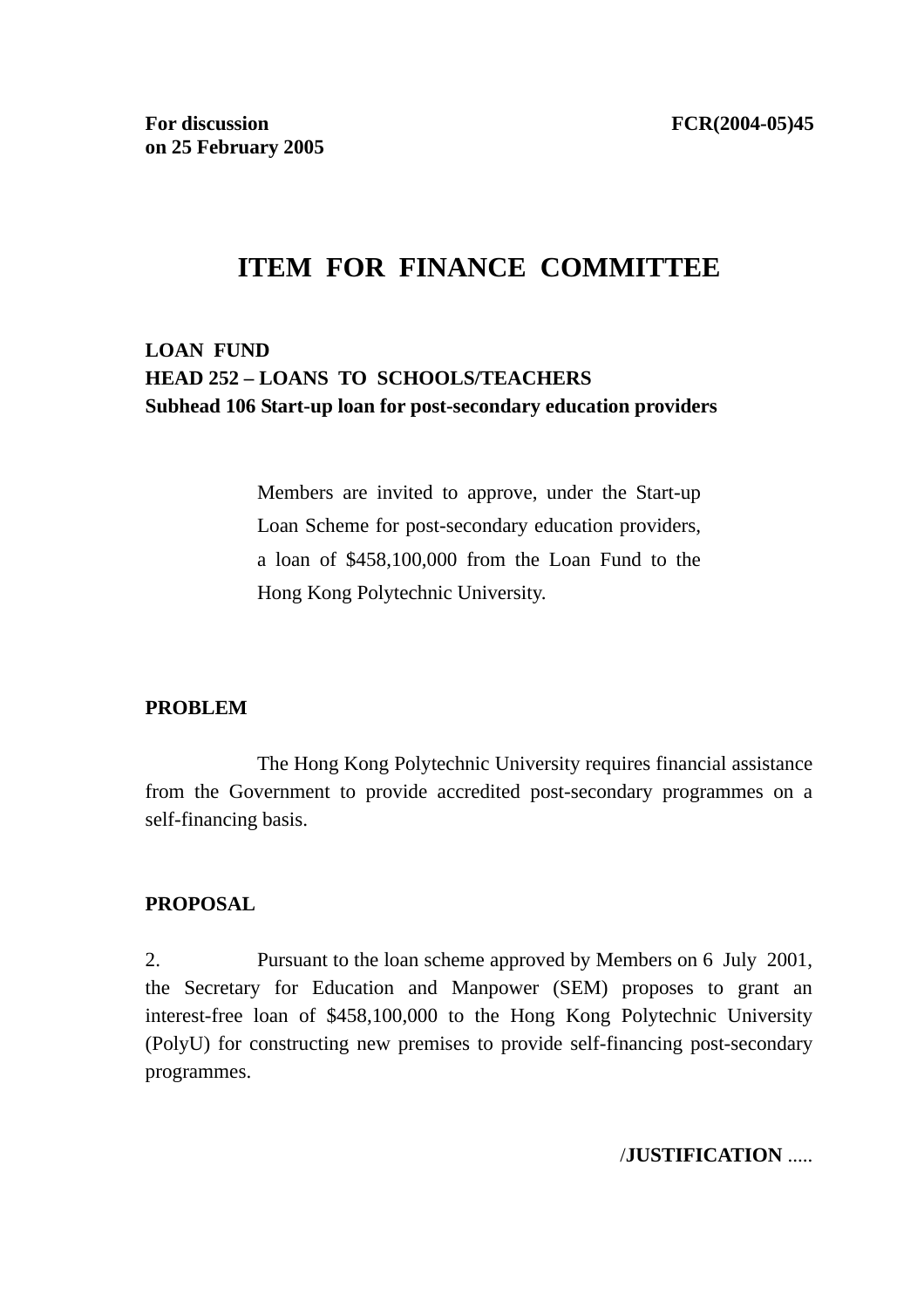**For discussion on 25 February 2005** **FCR(2004-05)45**

# ITEM FOR FINANCE COMMITTEE

**LOAN FUND**
**HEAD 252 – LOANS TO SCHOOLS/TEACHERS**
**Subhead 106 Start-up loan for post-secondary education providers**

Members are invited to approve, under the Start-up Loan Scheme for post-secondary education providers, a loan of $458,100,000 from the Loan Fund to the Hong Kong Polytechnic University.

**PROBLEM**

The Hong Kong Polytechnic University requires financial assistance from the Government to provide accredited post-secondary programmes on a self-financing basis.

**PROPOSAL**

2. Pursuant to the loan scheme approved by Members on 6 July 2001, the Secretary for Education and Manpower (SEM) proposes to grant an interest-free loan of $458,100,000 to the Hong Kong Polytechnic University (PolyU) for constructing new premises to provide self-financing post-secondary programmes.

/**JUSTIFICATION** .....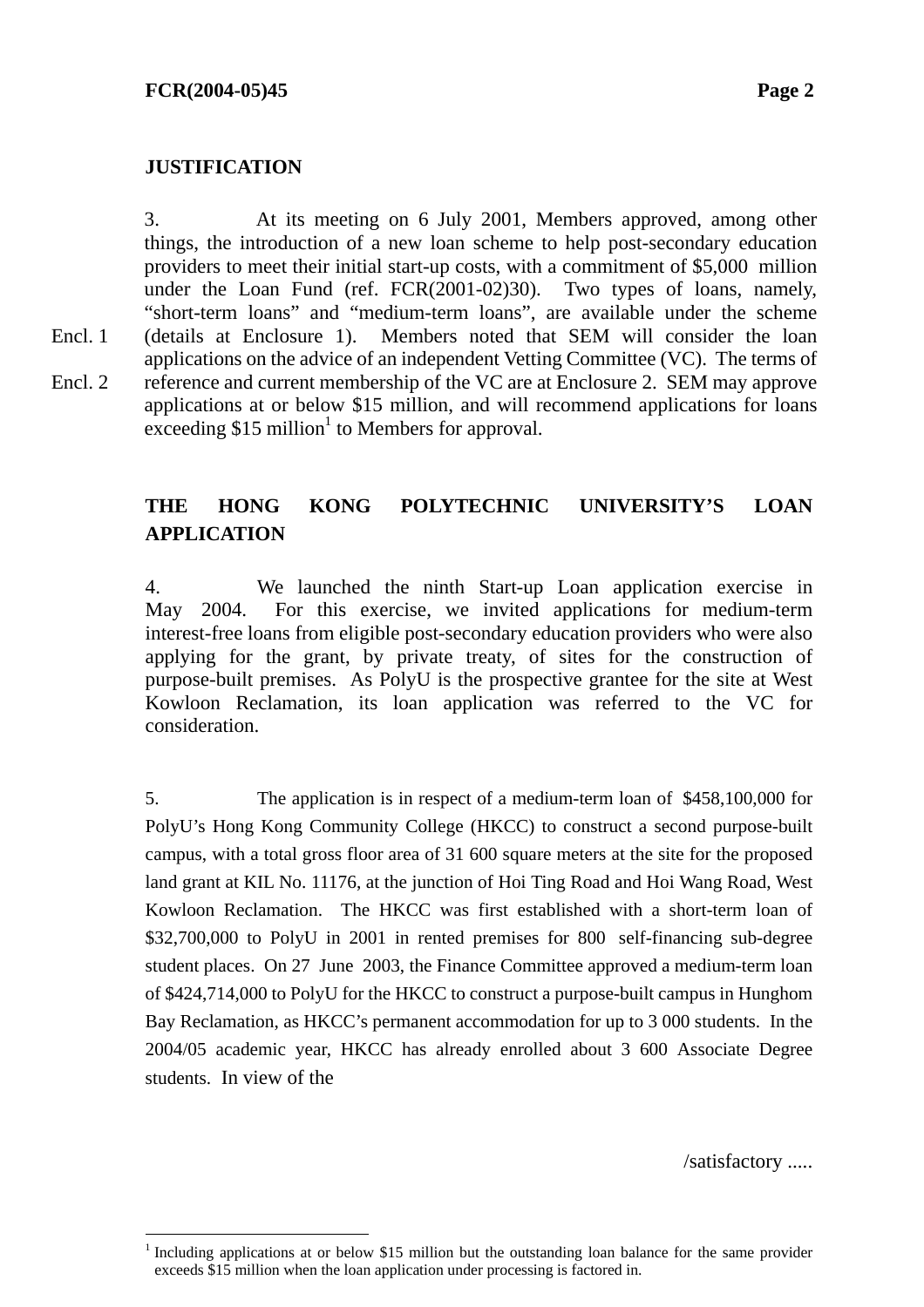## JUSTIFICATION

3. At its meeting on 6 July 2001, Members approved, among other things, the introduction of a new loan scheme to help post-secondary education providers to meet their initial start-up costs, with a commitment of $5,000 million under the Loan Fund (ref. FCR(2001-02)30). Two types of loans, namely, "short-term loans" and "medium-term loans", are available under the scheme (details at Enclosure 1). Members noted that SEM will consider the loan applications on the advice of an independent Vetting Committee (VC). The terms of reference and current membership of the VC are at Enclosure 2. SEM may approve applications at or below $15 million, and will recommend applications for loans exceeding $15 million[1] to Members for approval.

Encl. 1

Encl. 2

## THE HONG KONG POLYTECHNIC UNIVERSITY'S LOAN APPLICATION

4. We launched the ninth Start-up Loan application exercise in May 2004. For this exercise, we invited applications for medium-term interest-free loans from eligible post-secondary education providers who were also applying for the grant, by private treaty, of sites for the construction of purpose-built premises. As PolyU is the prospective grantee for the site at West Kowloon Reclamation, its loan application was referred to the VC for consideration.

5. The application is in respect of a medium-term loan of $458,100,000 for PolyU's Hong Kong Community College (HKCC) to construct a second purpose-built campus, with a total gross floor area of 31 600 square meters at the site for the proposed land grant at KIL No. 11176, at the junction of Hoi Ting Road and Hoi Wang Road, West Kowloon Reclamation. The HKCC was first established with a short-term loan of $32,700,000 to PolyU in 2001 in rented premises for 800 self-financing sub-degree student places. On 27 June 2003, the Finance Committee approved a medium-term loan of $424,714,000 to PolyU for the HKCC to construct a purpose-built campus in Hunghom Bay Reclamation, as HKCC's permanent accommodation for up to 3 000 students. In the 2004/05 academic year, HKCC has already enrolled about 3 600 Associate Degree students. In view of the

/satisfactory .....

---

[1] Including applications at or below $15 million but the outstanding loan balance for the same provider exceeds $15 million when the loan application under processing is factored in.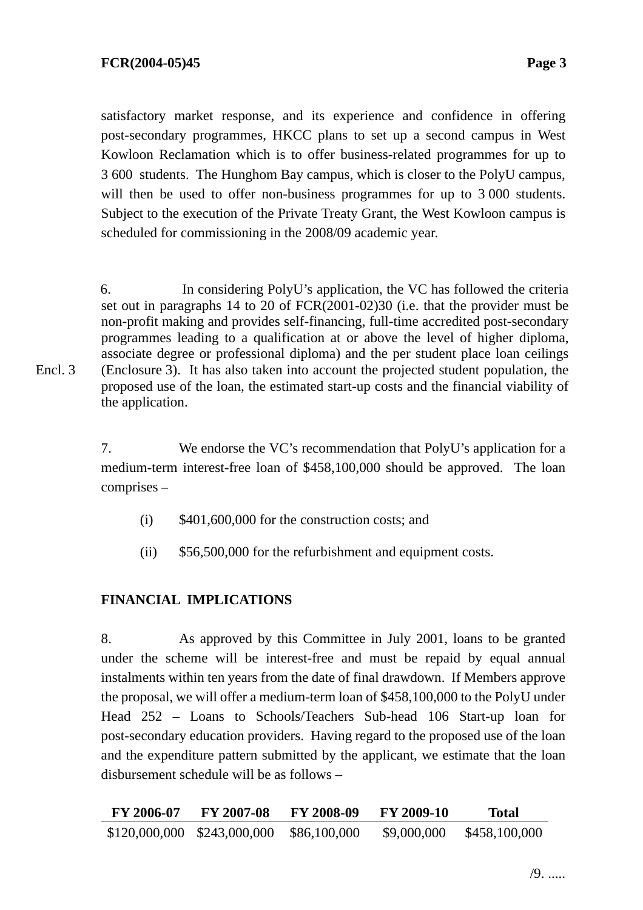satisfactory market response, and its experience and confidence in offering post-secondary programmes, HKCC plans to set up a second campus in West Kowloon Reclamation which is to offer business-related programmes for up to 3 600 students. The Hunghom Bay campus, which is closer to the PolyU campus, will then be used to offer non-business programmes for up to 3 000 students. Subject to the execution of the Private Treaty Grant, the West Kowloon campus is scheduled for commissioning in the 2008/09 academic year.

6. In considering PolyU's application, the VC has followed the criteria set out in paragraphs 14 to 20 of FCR(2001-02)30 (i.e. that the provider must be non-profit making and provides self-financing, full-time accredited post-secondary programmes leading to a qualification at or above the level of higher diploma, associate degree or professional diploma) and the per student place loan ceilings (Enclosure 3). It has also taken into account the projected student population, the proposed use of the loan, the estimated start-up costs and the financial viability of the application.

Encl. 3

7. We endorse the VC's recommendation that PolyU's application for a medium-term interest-free loan of $458,100,000 should be approved. The loan comprises –

(i) $401,600,000 for the construction costs; and

(ii) $56,500,000 for the refurbishment and equipment costs.

**FINANCIAL IMPLICATIONS**

8. As approved by this Committee in July 2001, loans to be granted under the scheme will be interest-free and must be repaid by equal annual instalments within ten years from the date of final drawdown. If Members approve the proposal, we will offer a medium-term loan of $458,100,000 to the PolyU under Head 252 – Loans to Schools/Teachers Sub-head 106 Start-up loan for post-secondary education providers. Having regard to the proposed use of the loan and the expenditure pattern submitted by the applicant, we estimate that the loan disbursement schedule will be as follows –

| FY 2006-07 | FY 2007-08 | FY 2008-09 | FY 2009-10 | Total |
|---|---|---|---|---|
| $120,000,000 | $243,000,000 | $86,100,000 | $9,000,000 | $458,100,000 |

/9. .....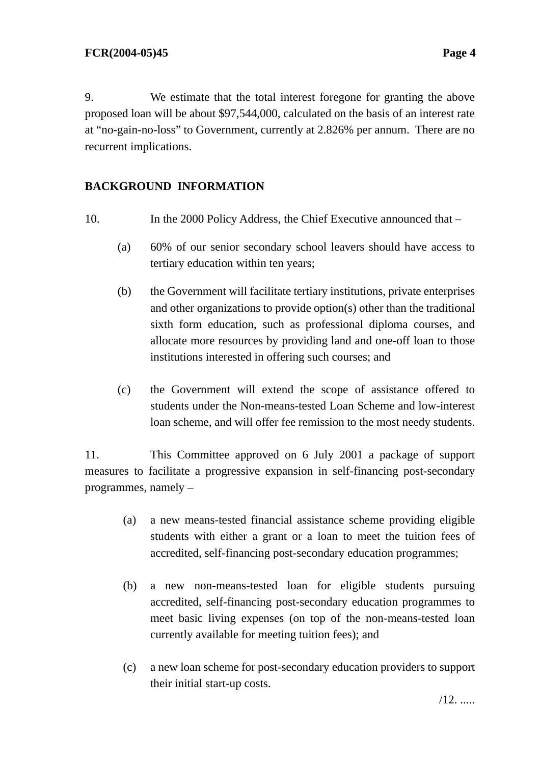9. We estimate that the total interest foregone for granting the above proposed loan will be about $97,544,000, calculated on the basis of an interest rate at "no-gain-no-loss" to Government, currently at 2.826% per annum. There are no recurrent implications.

## BACKGROUND INFORMATION

10. In the 2000 Policy Address, the Chief Executive announced that –

(a) 60% of our senior secondary school leavers should have access to tertiary education within ten years;

(b) the Government will facilitate tertiary institutions, private enterprises and other organizations to provide option(s) other than the traditional sixth form education, such as professional diploma courses, and allocate more resources by providing land and one-off loan to those institutions interested in offering such courses; and

(c) the Government will extend the scope of assistance offered to students under the Non-means-tested Loan Scheme and low-interest loan scheme, and will offer fee remission to the most needy students.

11. This Committee approved on 6 July 2001 a package of support measures to facilitate a progressive expansion in self-financing post-secondary programmes, namely –

(a) a new means-tested financial assistance scheme providing eligible students with either a grant or a loan to meet the tuition fees of accredited, self-financing post-secondary education programmes;

(b) a new non-means-tested loan for eligible students pursuing accredited, self-financing post-secondary education programmes to meet basic living expenses (on top of the non-means-tested loan currently available for meeting tuition fees); and

(c) a new loan scheme for post-secondary education providers to support their initial start-up costs.

/12. .....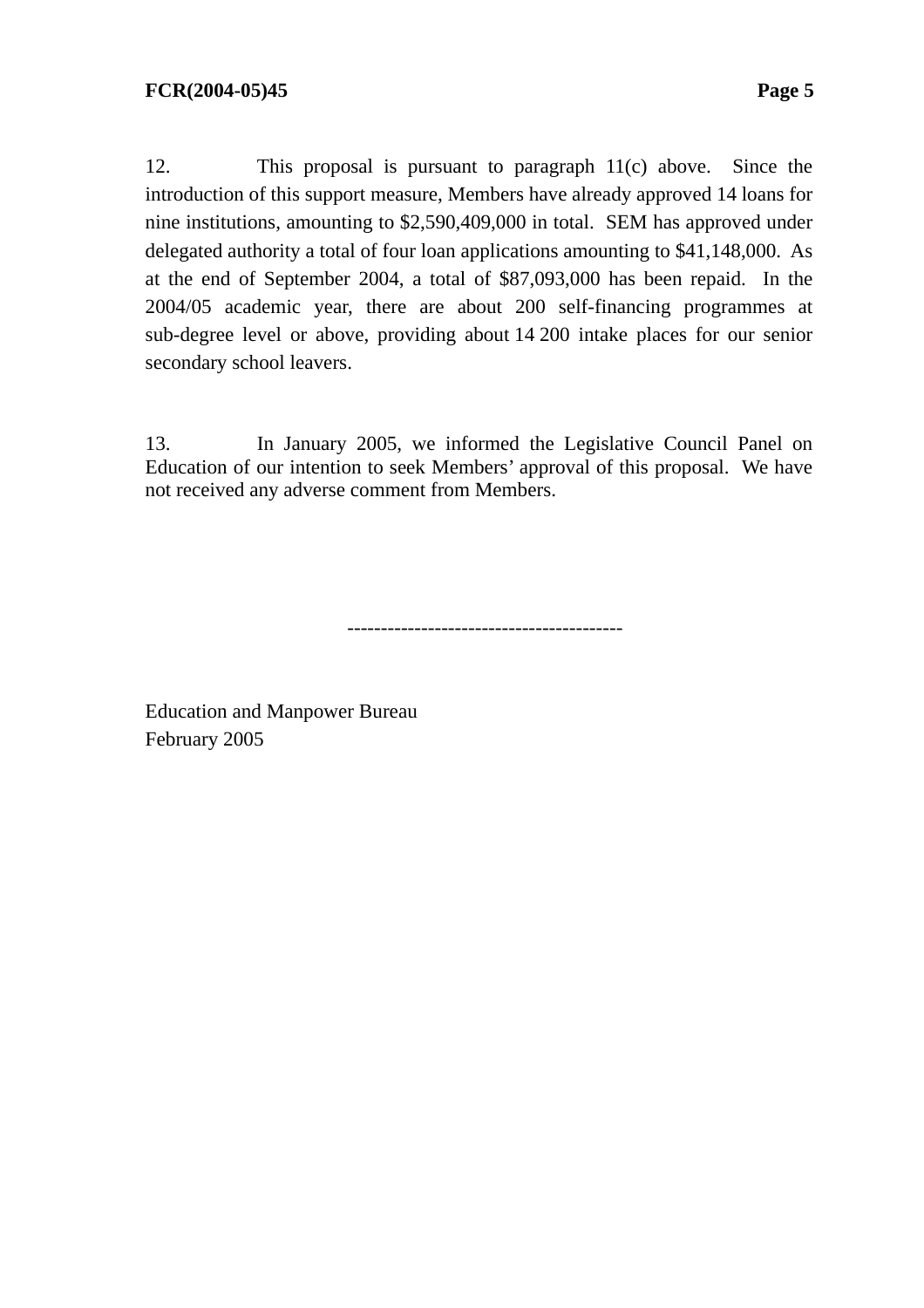12. This proposal is pursuant to paragraph 11(c) above. Since the introduction of this support measure, Members have already approved 14 loans for nine institutions, amounting to $2,590,409,000 in total. SEM has approved under delegated authority a total of four loan applications amounting to $41,148,000. As at the end of September 2004, a total of $87,093,000 has been repaid. In the 2004/05 academic year, there are about 200 self-financing programmes at sub-degree level or above, providing about 14 200 intake places for our senior secondary school leavers.

13. In January 2005, we informed the Legislative Council Panel on Education of our intention to seek Members' approval of this proposal. We have not received any adverse comment from Members.

----------------------------------------

Education and Manpower Bureau
February 2005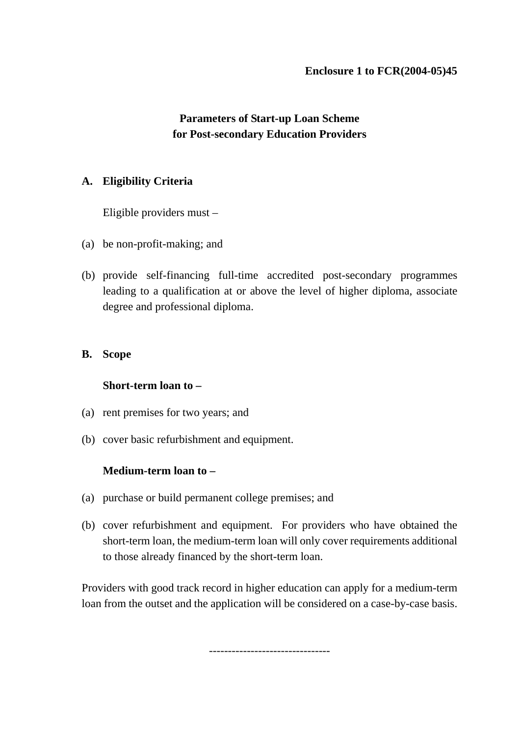**Enclosure 1 to FCR(2004-05)45**

# Parameters of Start-up Loan Scheme for Post-secondary Education Providers

## A. Eligibility Criteria

Eligible providers must –

(a) be non-profit-making; and

(b) provide self-financing full-time accredited post-secondary programmes leading to a qualification at or above the level of higher diploma, associate degree and professional diploma.

## B. Scope

**Short-term loan to –**

(a) rent premises for two years; and

(b) cover basic refurbishment and equipment.

**Medium-term loan to –**

(a) purchase or build permanent college premises; and

(b) cover refurbishment and equipment. For providers who have obtained the short-term loan, the medium-term loan will only cover requirements additional to those already financed by the short-term loan.

Providers with good track record in higher education can apply for a medium-term loan from the outset and the application will be considered on a case-by-case basis.

--------------------------------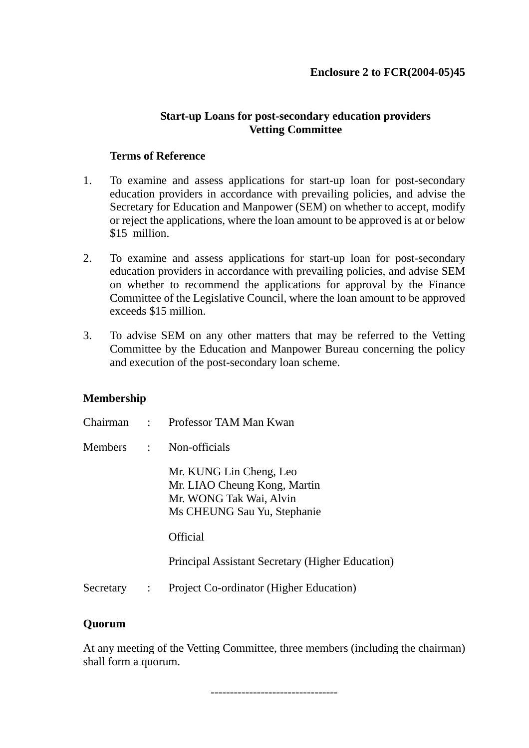**Enclosure 2 to FCR(2004-05)45**

## Start-up Loans for post-secondary education providers
## Vetting Committee

**Terms of Reference**

1. To examine and assess applications for start-up loan for post-secondary education providers in accordance with prevailing policies, and advise the Secretary for Education and Manpower (SEM) on whether to accept, modify or reject the applications, where the loan amount to be approved is at or below $15 million.

2. To examine and assess applications for start-up loan for post-secondary education providers in accordance with prevailing policies, and advise SEM on whether to recommend the applications for approval by the Finance Committee of the Legislative Council, where the loan amount to be approved exceeds $15 million.

3. To advise SEM on any other matters that may be referred to the Vetting Committee by the Education and Manpower Bureau concerning the policy and execution of the post-secondary loan scheme.

**Membership**

Chairman : Professor TAM Man Kwan

Members : Non-officials

Mr. KUNG Lin Cheng, Leo
Mr. LIAO Cheung Kong, Martin
Mr. WONG Tak Wai, Alvin
Ms CHEUNG Sau Yu, Stephanie

Official

Principal Assistant Secretary (Higher Education)

Secretary : Project Co-ordinator (Higher Education)

**Quorum**

At any meeting of the Vetting Committee, three members (including the chairman) shall form a quorum.

--------------------------------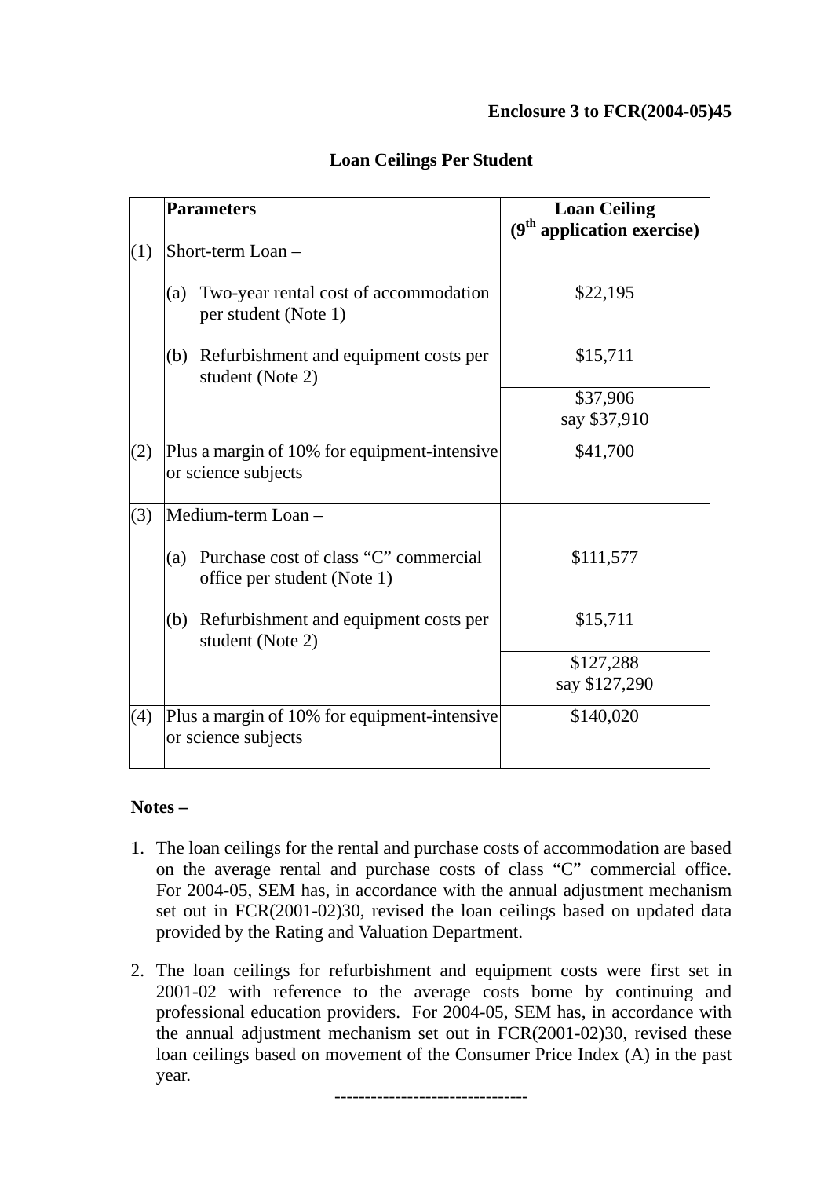**Enclosure 3 to FCR(2004-05)45**

## Loan Ceilings Per Student

| | Parameters | Loan Ceiling (9th application exercise) |
|---|---|---|
| (1) | Short-term Loan – | |
| | (a) Two-year rental cost of accommodation per student (Note 1) | \$22,195 |
| | (b) Refurbishment and equipment costs per student (Note 2) | \$15,711 |
| | | \$37,906 say \$37,910 |
| (2) | Plus a margin of 10% for equipment-intensive or science subjects | \$41,700 |
| (3) | Medium-term Loan – | |
| | (a) Purchase cost of class "C" commercial office per student (Note 1) | \$111,577 |
| | (b) Refurbishment and equipment costs per student (Note 2) | \$15,711 |
| | | \$127,288 say \$127,290 |
| (4) | Plus a margin of 10% for equipment-intensive or science subjects | \$140,020 |

**Notes –**

1. The loan ceilings for the rental and purchase costs of accommodation are based on the average rental and purchase costs of class "C" commercial office. For 2004-05, SEM has, in accordance with the annual adjustment mechanism set out in FCR(2001-02)30, revised the loan ceilings based on updated data provided by the Rating and Valuation Department.

2. The loan ceilings for refurbishment and equipment costs were first set in 2001-02 with reference to the average costs borne by continuing and professional education providers. For 2004-05, SEM has, in accordance with the annual adjustment mechanism set out in FCR(2001-02)30, revised these loan ceilings based on movement of the Consumer Price Index (A) in the past year.

--------------------------------